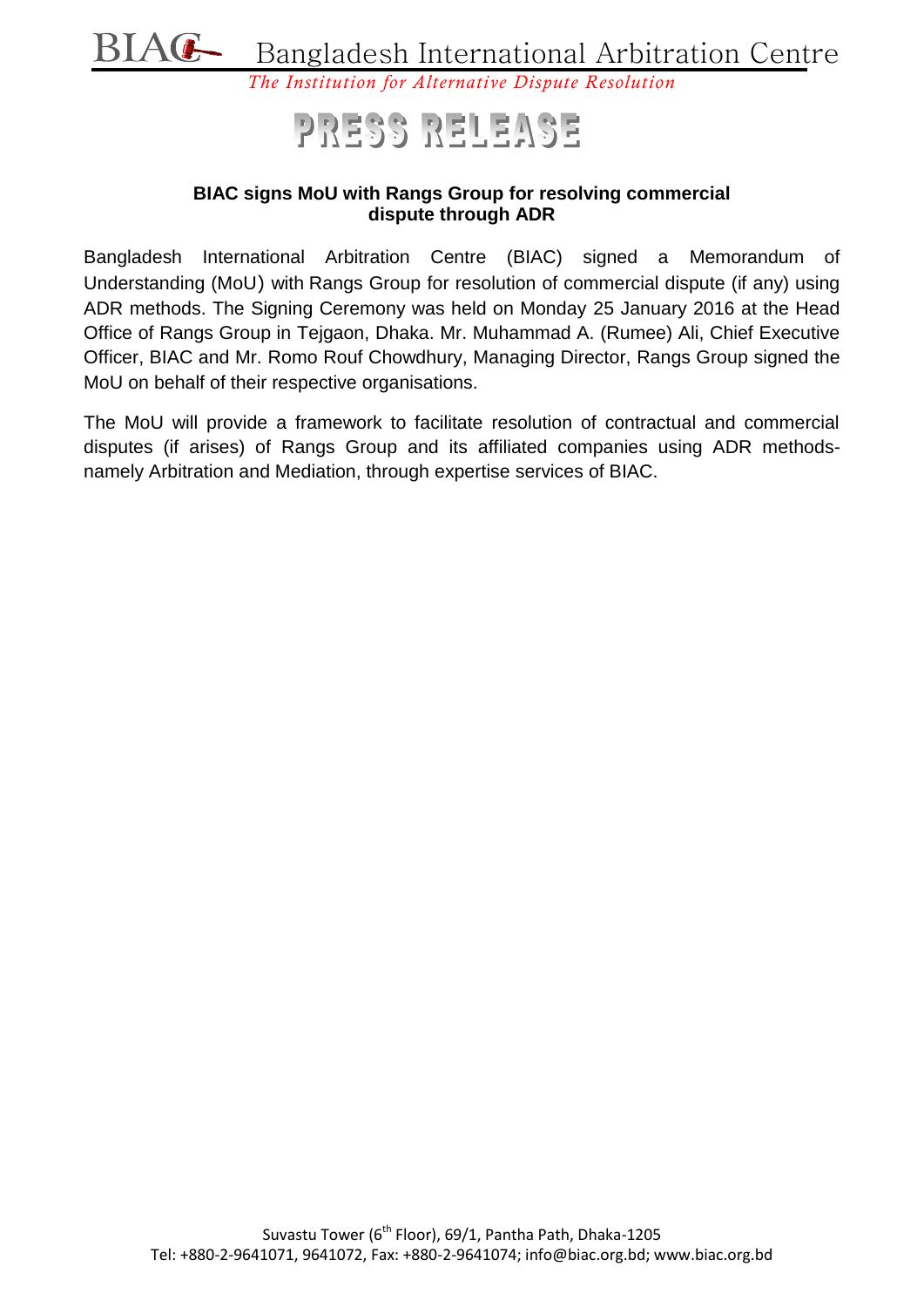BIAC Bangladesh International Arbitration Centre

*The Institution for Alternative Dispute Resolution*

# PRESS RELEASE

## BIAC signs MoU with Rangs Group for resolving commercial dispute through ADR

Bangladesh International Arbitration Centre (BIAC) signed a Memorandum of Understanding (MoU) with Rangs Group for resolution of commercial dispute (if any) using ADR methods. The Signing Ceremony was held on Monday 25 January 2016 at the Head Office of Rangs Group in Tejgaon, Dhaka. Mr. Muhammad A. (Rumee) Ali, Chief Executive Officer, BIAC and Mr. Romo Rouf Chowdhury, Managing Director, Rangs Group signed the MoU on behalf of their respective organisations.

The MoU will provide a framework to facilitate resolution of contractual and commercial disputes (if arises) of Rangs Group and its affiliated companies using ADR methods- namely Arbitration and Mediation, through expertise services of BIAC.

Suvastu Tower (6th Floor), 69/1, Pantha Path, Dhaka-1205
Tel: +880-2-9641071, 9641072, Fax: +880-2-9641074; info@biac.org.bd; www.biac.org.bd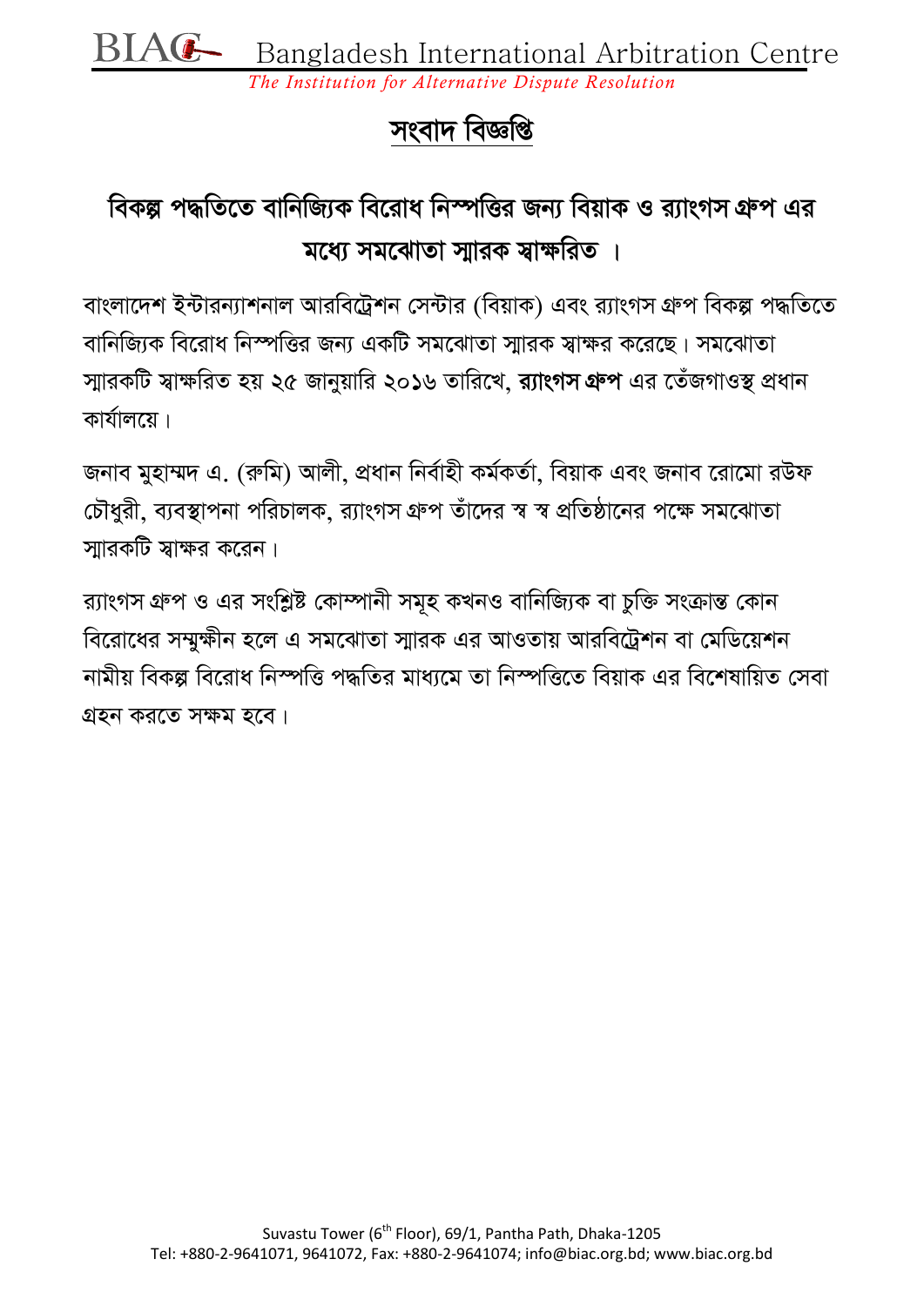BIAC Bangladesh International Arbitration Centre
*The Institution for Alternative Dispute Resolution*

# সংবাদ বিজ্ঞপ্তি

## বিকল্প পদ্ধতিতে বানিজ্যিক বিরোধ নিস্পত্তির জন্য বিয়াক ও র‍্যাংগস গ্রুপ এর মধ্যে সমঝোতা স্মারক স্বাক্ষরিত ।

বাংলাদেশ ইন্টারন্যাশনাল আরবিট্রেশন সেন্টার (বিয়াক) এবং র‍্যাংগস গ্রুপ বিকল্প পদ্ধতিতে বানিজ্যিক বিরোধ নিস্পত্তির জন্য একটি সমঝোতা স্মারক স্বাক্ষর করেছে। সমঝোতা স্মারকটি স্বাক্ষরিত হয় ২৫ জানুয়ারি ২০১৬ তারিখে, **র‍্যাংগস গ্রুপ** এর তেঁজগাওস্থ প্রধান কার্যালয়ে।

জনাব মুহাম্মদ এ. (রুমি) আলী, প্রধান নির্বাহী কর্মকর্তা, বিয়াক এবং জনাব রোমো রউফ চৌধুরী, ব্যবস্থাপনা পরিচালক, র‍্যাংগস গ্রুপ তাঁদের স্ব স্ব প্রতিষ্ঠানের পক্ষে সমঝোতা স্মারকটি স্বাক্ষর করেন।

র‍্যাংগস গ্রুপ ও এর সংশ্লিষ্ট কোম্পানী সমূহ কখনও বানিজ্যিক বা চুক্তি সংক্রান্ত কোন বিরোধের সম্মুক্ষীন হলে এ সমঝোতা স্মারক এর আওতায় আরবিট্রেশন বা মেডিয়েশন নামীয় বিকল্প বিরোধ নিস্পত্তি পদ্ধতির মাধ্যমে তা নিস্পত্তিতে বিয়াক এর বিশেষায়িত সেবা গ্রহন করতে সক্ষম হবে।

Suvastu Tower (6th Floor), 69/1, Pantha Path, Dhaka-1205
Tel: +880-2-9641071, 9641072, Fax: +880-2-9641074; info@biac.org.bd; www.biac.org.bd